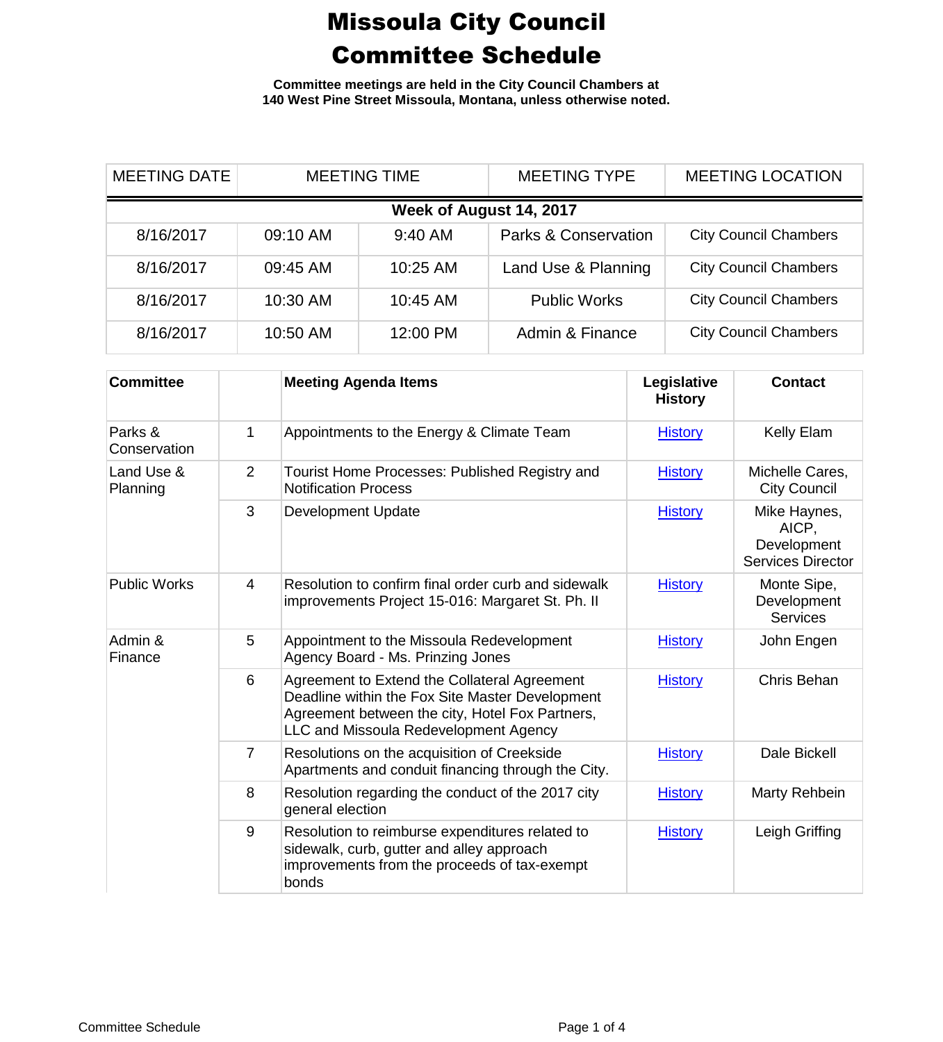# Missoula City Council
# Committee Schedule

**Committee meetings are held in the City Council Chambers at 140 West Pine Street Missoula, Montana, unless otherwise noted.**

| MEETING DATE | MEETING TIME | | MEETING TYPE | MEETING LOCATION |
|---|---|---|---|---|
| **Week of August 14, 2017** | | | | |
| 8/16/2017 | 09:10 AM | 9:40 AM | Parks & Conservation | City Council Chambers |
| 8/16/2017 | 09:45 AM | 10:25 AM | Land Use & Planning | City Council Chambers |
| 8/16/2017 | 10:30 AM | 10:45 AM | Public Works | City Council Chambers |
| 8/16/2017 | 10:50 AM | 12:00 PM | Admin & Finance | City Council Chambers |

| Committee | | Meeting Agenda Items | Legislative History | Contact |
|---|---|---|---|---|
| Parks & Conservation | 1 | Appointments to the Energy & Climate Team | History | Kelly Elam |
| Land Use & Planning | 2 | Tourist Home Processes: Published Registry and Notification Process | History | Michelle Cares, City Council |
| | 3 | Development Update | History | Mike Haynes, AICP, Development Services Director |
| Public Works | 4 | Resolution to confirm final order curb and sidewalk improvements Project 15-016: Margaret St. Ph. II | History | Monte Sipe, Development Services |
| Admin & Finance | 5 | Appointment to the Missoula Redevelopment Agency Board - Ms. Prinzing Jones | History | John Engen |
| | 6 | Agreement to Extend the Collateral Agreement Deadline within the Fox Site Master Development Agreement between the city, Hotel Fox Partners, LLC and Missoula Redevelopment Agency | History | Chris Behan |
| | 7 | Resolutions on the acquisition of Creekside Apartments and conduit financing through the City. | History | Dale Bickell |
| | 8 | Resolution regarding the conduct of the 2017 city general election | History | Marty Rehbein |
| | 9 | Resolution to reimburse expenditures related to sidewalk, curb, gutter and alley approach improvements from the proceeds of tax-exempt bonds | History | Leigh Griffing |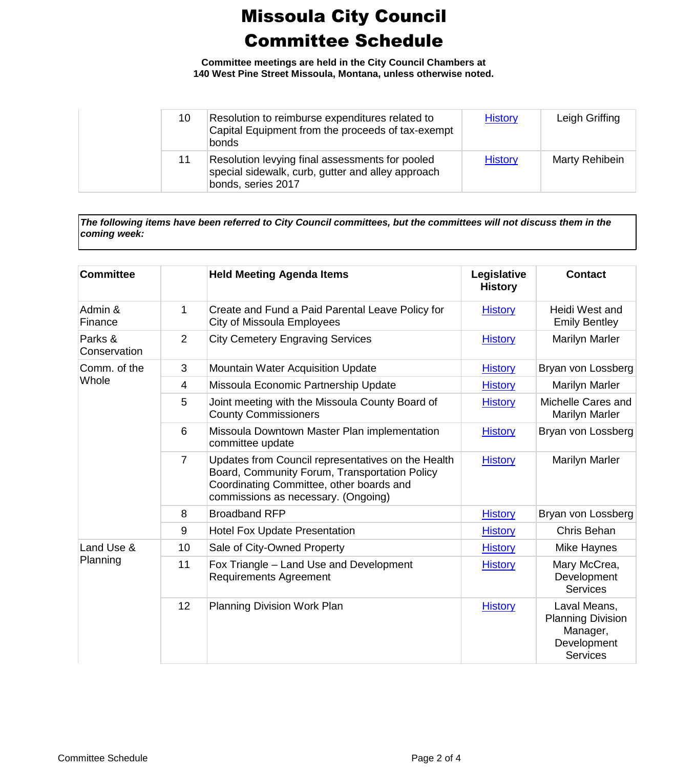# Missoula City Council Committee Schedule

**Committee meetings are held in the City Council Chambers at 140 West Pine Street Missoula, Montana, unless otherwise noted.**

| | | | | |
|---|---|---|---|---|
| | 10 | Resolution to reimburse expenditures related to Capital Equipment from the proceeds of tax-exempt bonds | History | Leigh Griffing |
| | 11 | Resolution levying final assessments for pooled special sidewalk, curb, gutter and alley approach bonds, series 2017 | History | Marty Rehibein |

***The following items have been referred to City Council committees, but the committees will not discuss them in the coming week:***

| Committee | | Held Meeting Agenda Items | Legislative History | Contact |
|---|---|---|---|---|
| Admin & Finance | 1 | Create and Fund a Paid Parental Leave Policy for City of Missoula Employees | History | Heidi West and Emily Bentley |
| Parks & Conservation | 2 | City Cemetery Engraving Services | History | Marilyn Marler |
| Comm. of the Whole | 3 | Mountain Water Acquisition Update | History | Bryan von Lossberg |
| | 4 | Missoula Economic Partnership Update | History | Marilyn Marler |
| | 5 | Joint meeting with the Missoula County Board of County Commissioners | History | Michelle Cares and Marilyn Marler |
| | 6 | Missoula Downtown Master Plan implementation committee update | History | Bryan von Lossberg |
| | 7 | Updates from Council representatives on the Health Board, Community Forum, Transportation Policy Coordinating Committee, other boards and commissions as necessary. (Ongoing) | History | Marilyn Marler |
| | 8 | Broadband RFP | History | Bryan von Lossberg |
| | 9 | Hotel Fox Update Presentation | History | Chris Behan |
| Land Use & Planning | 10 | Sale of City-Owned Property | History | Mike Haynes |
| | 11 | Fox Triangle – Land Use and Development Requirements Agreement | History | Mary McCrea, Development Services |
| | 12 | Planning Division Work Plan | History | Laval Means, Planning Division Manager, Development Services |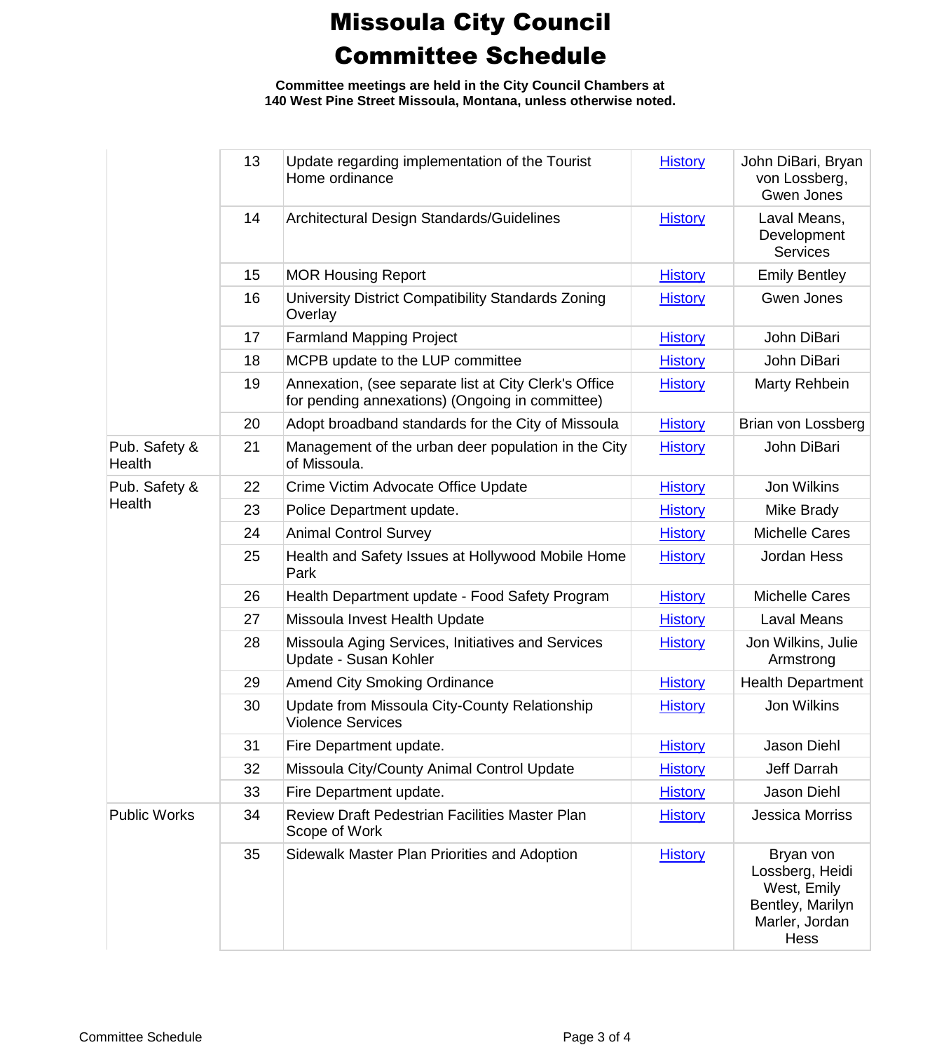# Missoula City Council
# Committee Schedule

**Committee meetings are held in the City Council Chambers at 140 West Pine Street Missoula, Montana, unless otherwise noted.**

| | | | | |
|---|---|---|---|---|
| | 13 | Update regarding implementation of the Tourist Home ordinance | History | John DiBari, Bryan von Lossberg, Gwen Jones |
| | 14 | Architectural Design Standards/Guidelines | History | Laval Means, Development Services |
| | 15 | MOR Housing Report | History | Emily Bentley |
| | 16 | University District Compatibility Standards Zoning Overlay | History | Gwen Jones |
| | 17 | Farmland Mapping Project | History | John DiBari |
| | 18 | MCPB update to the LUP committee | History | John DiBari |
| | 19 | Annexation, (see separate list at City Clerk's Office for pending annexations) (Ongoing in committee) | History | Marty Rehbein |
| | 20 | Adopt broadband standards for the City of Missoula | History | Brian von Lossberg |
| Pub. Safety & Health | 21 | Management of the urban deer population in the City of Missoula. | History | John DiBari |
| Pub. Safety & Health | 22 | Crime Victim Advocate Office Update | History | Jon Wilkins |
| | 23 | Police Department update. | History | Mike Brady |
| | 24 | Animal Control Survey | History | Michelle Cares |
| | 25 | Health and Safety Issues at Hollywood Mobile Home Park | History | Jordan Hess |
| | 26 | Health Department update - Food Safety Program | History | Michelle Cares |
| | 27 | Missoula Invest Health Update | History | Laval Means |
| | 28 | Missoula Aging Services, Initiatives and Services Update - Susan Kohler | History | Jon Wilkins, Julie Armstrong |
| | 29 | Amend City Smoking Ordinance | History | Health Department |
| | 30 | Update from Missoula City-County Relationship Violence Services | History | Jon Wilkins |
| | 31 | Fire Department update. | History | Jason Diehl |
| | 32 | Missoula City/County Animal Control Update | History | Jeff Darrah |
| | 33 | Fire Department update. | History | Jason Diehl |
| Public Works | 34 | Review Draft Pedestrian Facilities Master Plan Scope of Work | History | Jessica Morriss |
| | 35 | Sidewalk Master Plan Priorities and Adoption | History | Bryan von Lossberg, Heidi West, Emily Bentley, Marilyn Marler, Jordan Hess |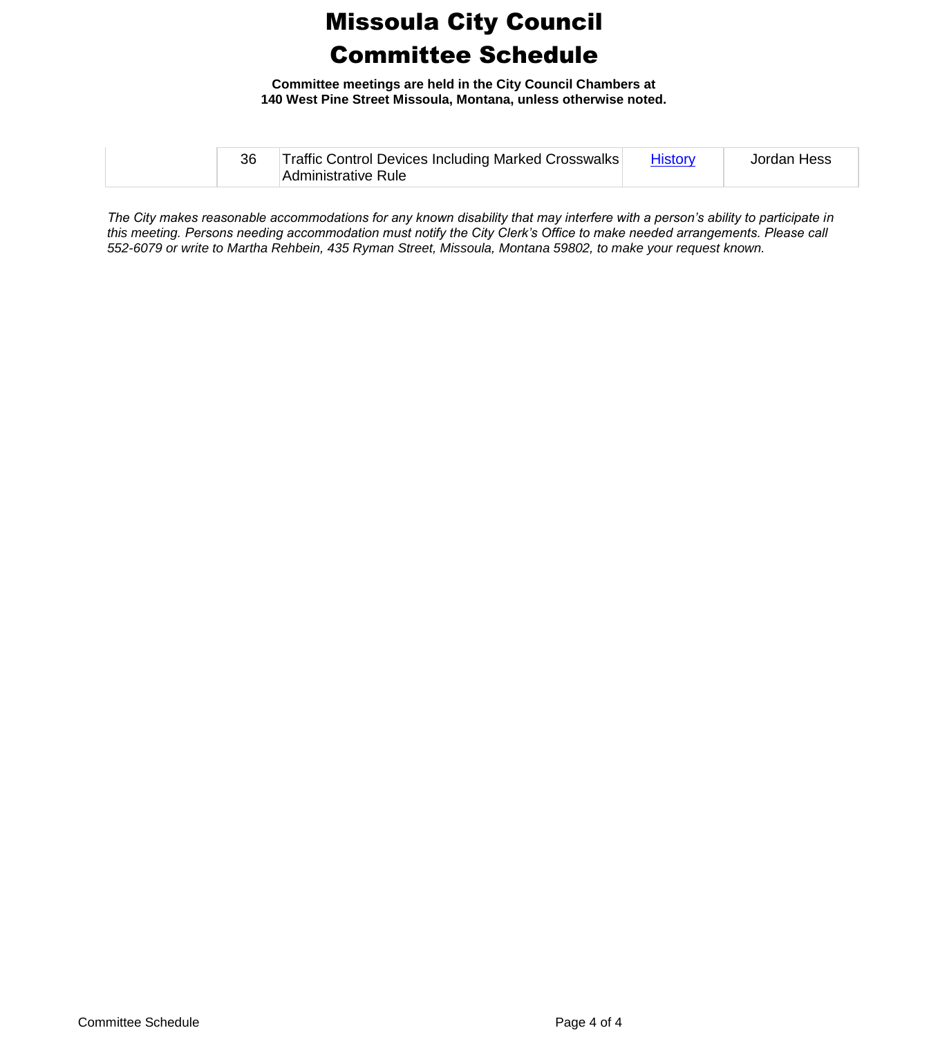# Missoula City Council

# Committee Schedule

**Committee meetings are held in the City Council Chambers at 140 West Pine Street Missoula, Montana, unless otherwise noted.**

| | | | | |
|---|---|---|---|---|
| | 36 | Traffic Control Devices Including Marked Crosswalks Administrative Rule | History | Jordan Hess |

*The City makes reasonable accommodations for any known disability that may interfere with a person's ability to participate in this meeting. Persons needing accommodation must notify the City Clerk's Office to make needed arrangements. Please call 552-6079 or write to Martha Rehbein, 435 Ryman Street, Missoula, Montana 59802, to make your request known.*